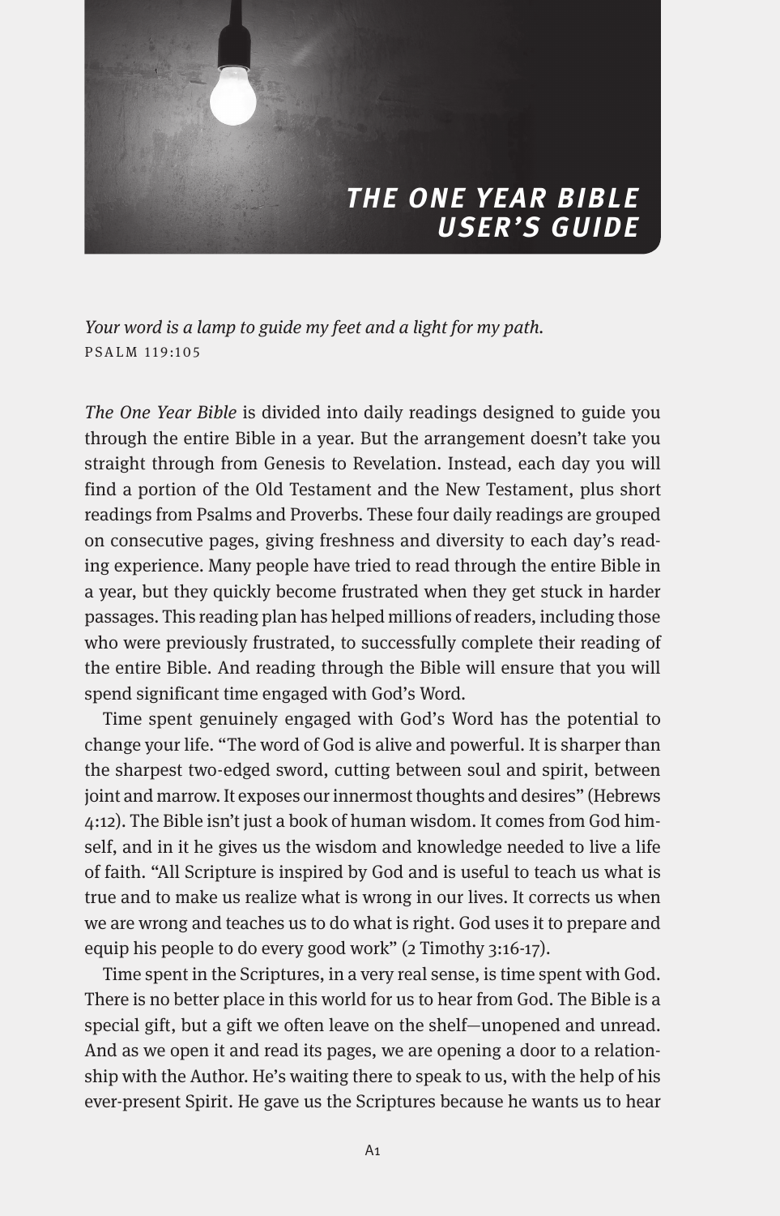# *THE ONE YEAR BIBLE USER'S GUIDE*

*Your word is a lamp to guide my feet and a light for my path.*
PSALM 119:105

*The One Year Bible* is divided into daily readings designed to guide you through the entire Bible in a year. But the arrangement doesn't take you straight through from Genesis to Revelation. Instead, each day you will find a portion of the Old Testament and the New Testament, plus short readings from Psalms and Proverbs. These four daily readings are grouped on consecutive pages, giving freshness and diversity to each day's reading experience. Many people have tried to read through the entire Bible in a year, but they quickly become frustrated when they get stuck in harder passages. This reading plan has helped millions of readers, including those who were previously frustrated, to successfully complete their reading of the entire Bible. And reading through the Bible will ensure that you will spend significant time engaged with God's Word.

Time spent genuinely engaged with God's Word has the potential to change your life. "The word of God is alive and powerful. It is sharper than the sharpest two-edged sword, cutting between soul and spirit, between joint and marrow. It exposes our innermost thoughts and desires" (Hebrews 4:12). The Bible isn't just a book of human wisdom. It comes from God himself, and in it he gives us the wisdom and knowledge needed to live a life of faith. "All Scripture is inspired by God and is useful to teach us what is true and to make us realize what is wrong in our lives. It corrects us when we are wrong and teaches us to do what is right. God uses it to prepare and equip his people to do every good work" (2 Timothy 3:16-17).

Time spent in the Scriptures, in a very real sense, is time spent with God. There is no better place in this world for us to hear from God. The Bible is a special gift, but a gift we often leave on the shelf—unopened and unread. And as we open it and read its pages, we are opening a door to a relationship with the Author. He's waiting there to speak to us, with the help of his ever-present Spirit. He gave us the Scriptures because he wants us to hear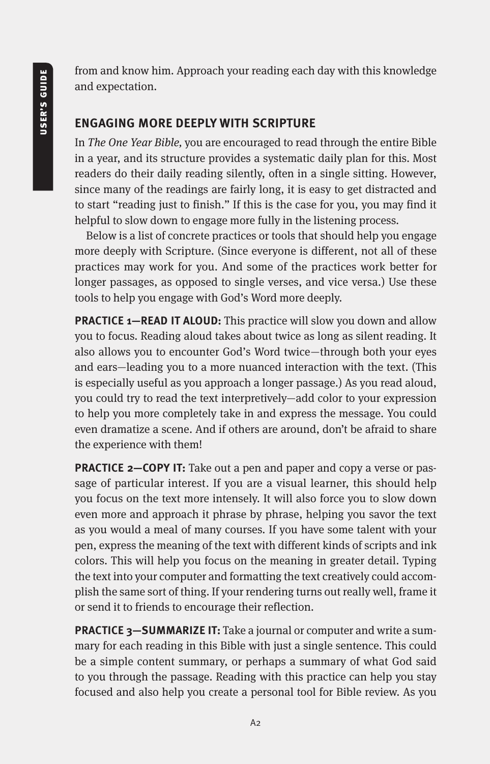from and know him. Approach your reading each day with this knowledge and expectation.

## ENGAGING MORE DEEPLY WITH SCRIPTURE

In *The One Year Bible,* you are encouraged to read through the entire Bible in a year, and its structure provides a systematic daily plan for this. Most readers do their daily reading silently, often in a single sitting. However, since many of the readings are fairly long, it is easy to get distracted and to start "reading just to finish." If this is the case for you, you may find it helpful to slow down to engage more fully in the listening process.

Below is a list of concrete practices or tools that should help you engage more deeply with Scripture. (Since everyone is different, not all of these practices may work for you. And some of the practices work better for longer passages, as opposed to single verses, and vice versa.) Use these tools to help you engage with God's Word more deeply.

**PRACTICE 1—READ IT ALOUD:** This practice will slow you down and allow you to focus. Reading aloud takes about twice as long as silent reading. It also allows you to encounter God's Word twice—through both your eyes and ears—leading you to a more nuanced interaction with the text. (This is especially useful as you approach a longer passage.) As you read aloud, you could try to read the text interpretively—add color to your expression to help you more completely take in and express the message. You could even dramatize a scene. And if others are around, don't be afraid to share the experience with them!

**PRACTICE 2—COPY IT:** Take out a pen and paper and copy a verse or passage of particular interest. If you are a visual learner, this should help you focus on the text more intensely. It will also force you to slow down even more and approach it phrase by phrase, helping you savor the text as you would a meal of many courses. If you have some talent with your pen, express the meaning of the text with different kinds of scripts and ink colors. This will help you focus on the meaning in greater detail. Typing the text into your computer and formatting the text creatively could accomplish the same sort of thing. If your rendering turns out really well, frame it or send it to friends to encourage their reflection.

**PRACTICE 3—SUMMARIZE IT:** Take a journal or computer and write a summary for each reading in this Bible with just a single sentence. This could be a simple content summary, or perhaps a summary of what God said to you through the passage. Reading with this practice can help you stay focused and also help you create a personal tool for Bible review. As you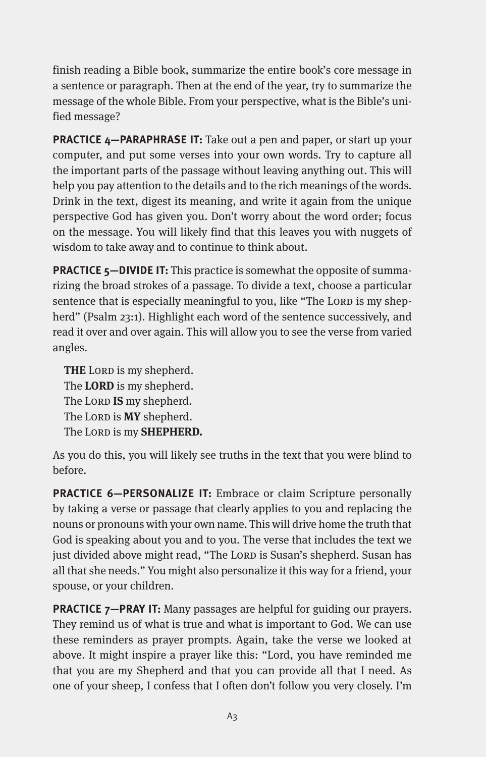finish reading a Bible book, summarize the entire book's core message in a sentence or paragraph. Then at the end of the year, try to summarize the message of the whole Bible. From your perspective, what is the Bible's unified message?

**PRACTICE 4—PARAPHRASE IT:** Take out a pen and paper, or start up your computer, and put some verses into your own words. Try to capture all the important parts of the passage without leaving anything out. This will help you pay attention to the details and to the rich meanings of the words. Drink in the text, digest its meaning, and write it again from the unique perspective God has given you. Don't worry about the word order; focus on the message. You will likely find that this leaves you with nuggets of wisdom to take away and to continue to think about.

**PRACTICE 5—DIVIDE IT:** This practice is somewhat the opposite of summarizing the broad strokes of a passage. To divide a text, choose a particular sentence that is especially meaningful to you, like "The LORD is my shepherd" (Psalm 23:1). Highlight each word of the sentence successively, and read it over and over again. This will allow you to see the verse from varied angles.

> **THE** LORD is my shepherd.
> The **LORD** is my shepherd.
> The LORD **IS** my shepherd.
> The LORD is **MY** shepherd.
> The LORD is my **SHEPHERD.**

As you do this, you will likely see truths in the text that you were blind to before.

**PRACTICE 6—PERSONALIZE IT:** Embrace or claim Scripture personally by taking a verse or passage that clearly applies to you and replacing the nouns or pronouns with your own name. This will drive home the truth that God is speaking about you and to you. The verse that includes the text we just divided above might read, "The LORD is Susan's shepherd. Susan has all that she needs." You might also personalize it this way for a friend, your spouse, or your children.

**PRACTICE 7—PRAY IT:** Many passages are helpful for guiding our prayers. They remind us of what is true and what is important to God. We can use these reminders as prayer prompts. Again, take the verse we looked at above. It might inspire a prayer like this: "Lord, you have reminded me that you are my Shepherd and that you can provide all that I need. As one of your sheep, I confess that I often don't follow you very closely. I'm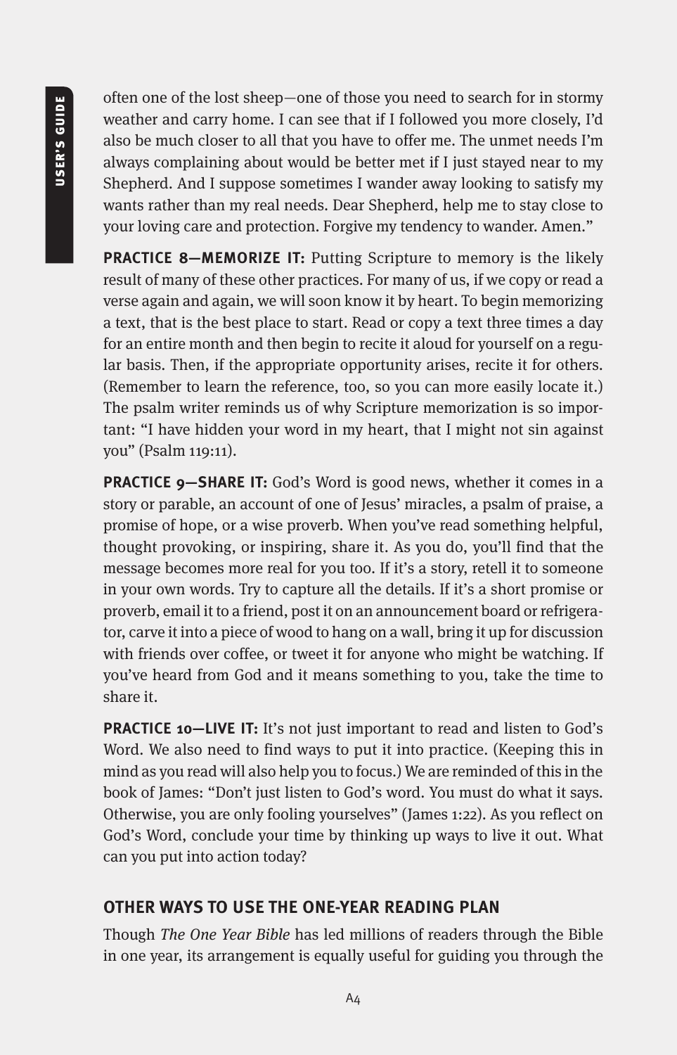often one of the lost sheep—one of those you need to search for in stormy weather and carry home. I can see that if I followed you more closely, I'd also be much closer to all that you have to offer me. The unmet needs I'm always complaining about would be better met if I just stayed near to my Shepherd. And I suppose sometimes I wander away looking to satisfy my wants rather than my real needs. Dear Shepherd, help me to stay close to your loving care and protection. Forgive my tendency to wander. Amen."

**PRACTICE 8—MEMORIZE IT:** Putting Scripture to memory is the likely result of many of these other practices. For many of us, if we copy or read a verse again and again, we will soon know it by heart. To begin memorizing a text, that is the best place to start. Read or copy a text three times a day for an entire month and then begin to recite it aloud for yourself on a regular basis. Then, if the appropriate opportunity arises, recite it for others. (Remember to learn the reference, too, so you can more easily locate it.) The psalm writer reminds us of why Scripture memorization is so important: "I have hidden your word in my heart, that I might not sin against you" (Psalm 119:11).

**PRACTICE 9—SHARE IT:** God's Word is good news, whether it comes in a story or parable, an account of one of Jesus' miracles, a psalm of praise, a promise of hope, or a wise proverb. When you've read something helpful, thought provoking, or inspiring, share it. As you do, you'll find that the message becomes more real for you too. If it's a story, retell it to someone in your own words. Try to capture all the details. If it's a short promise or proverb, email it to a friend, post it on an announcement board or refrigerator, carve it into a piece of wood to hang on a wall, bring it up for discussion with friends over coffee, or tweet it for anyone who might be watching. If you've heard from God and it means something to you, take the time to share it.

**PRACTICE 10—LIVE IT:** It's not just important to read and listen to God's Word. We also need to find ways to put it into practice. (Keeping this in mind as you read will also help you to focus.) We are reminded of this in the book of James: "Don't just listen to God's word. You must do what it says. Otherwise, you are only fooling yourselves" (James 1:22). As you reflect on God's Word, conclude your time by thinking up ways to live it out. What can you put into action today?

## OTHER WAYS TO USE THE ONE-YEAR READING PLAN

Though *The One Year Bible* has led millions of readers through the Bible in one year, its arrangement is equally useful for guiding you through the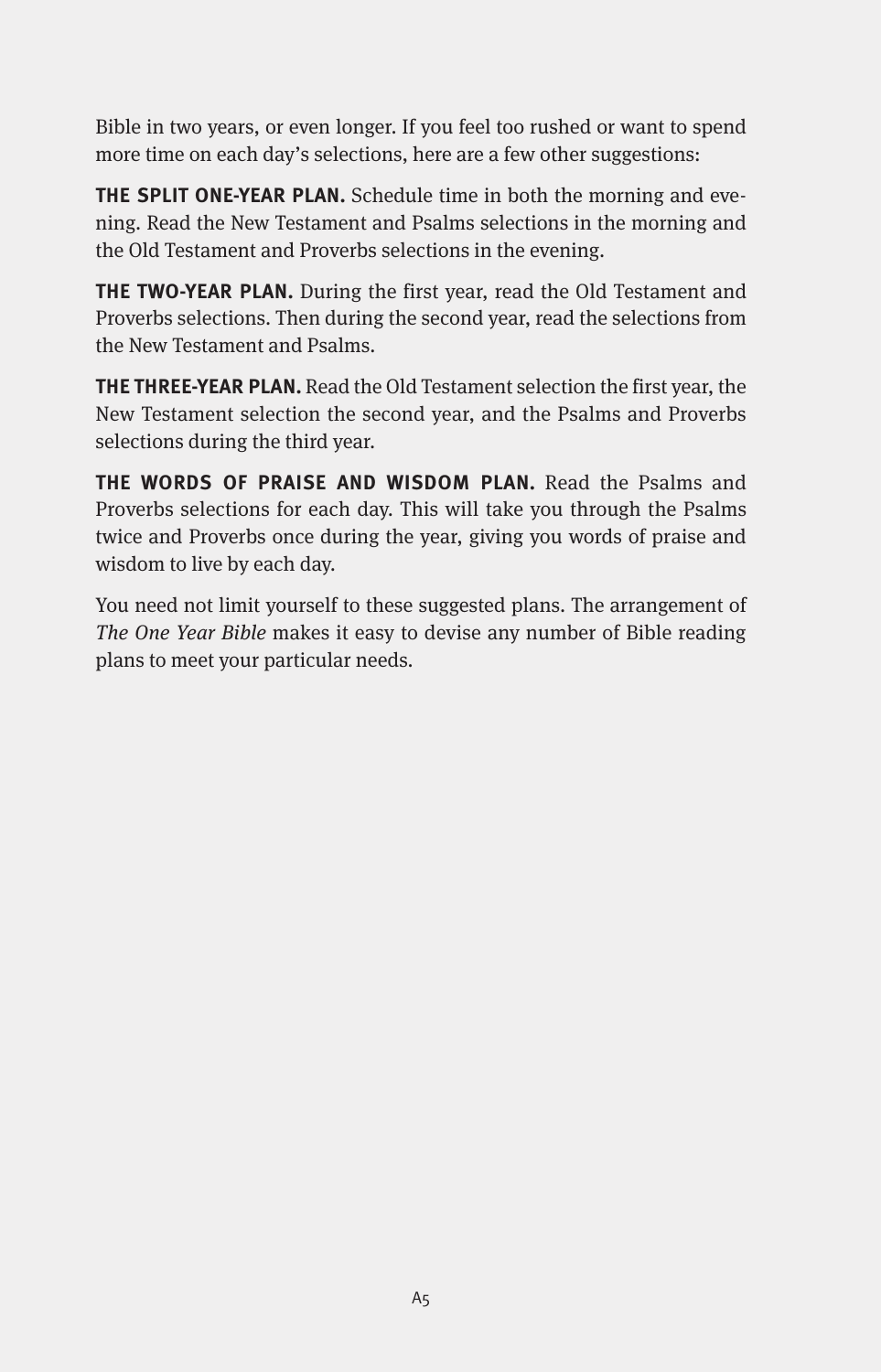Bible in two years, or even longer. If you feel too rushed or want to spend more time on each day's selections, here are a few other suggestions:

**THE SPLIT ONE-YEAR PLAN.** Schedule time in both the morning and evening. Read the New Testament and Psalms selections in the morning and the Old Testament and Proverbs selections in the evening.

**THE TWO-YEAR PLAN.** During the first year, read the Old Testament and Proverbs selections. Then during the second year, read the selections from the New Testament and Psalms.

**THE THREE-YEAR PLAN.** Read the Old Testament selection the first year, the New Testament selection the second year, and the Psalms and Proverbs selections during the third year.

**THE WORDS OF PRAISE AND WISDOM PLAN.** Read the Psalms and Proverbs selections for each day. This will take you through the Psalms twice and Proverbs once during the year, giving you words of praise and wisdom to live by each day.

You need not limit yourself to these suggested plans. The arrangement of *The One Year Bible* makes it easy to devise any number of Bible reading plans to meet your particular needs.